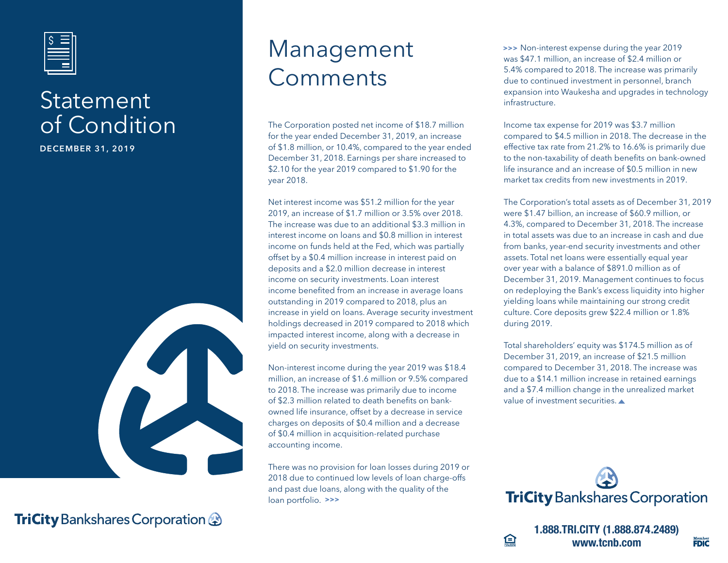# Statement of Condition

**DECEMBER 31, 2019**

TriCity Bankshares Corporation

# Management Comments

The Corporation posted net income of $18.7 million for the year ended December 31, 2019, an increase of $1.8 million, or 10.4%, compared to the year ended December 31, 2018. Earnings per share increased to $2.10 for the year 2019 compared to $1.90 for the year 2018.

Net interest income was $51.2 million for the year 2019, an increase of $1.7 million or 3.5% over 2018. The increase was due to an additional $3.3 million in interest income on loans and $0.8 million in interest income on funds held at the Fed, which was partially offset by a $0.4 million increase in interest paid on deposits and a $2.0 million decrease in interest income on security investments. Loan interest income benefited from an increase in average loans outstanding in 2019 compared to 2018, plus an increase in yield on loans. Average security investment holdings decreased in 2019 compared to 2018 which impacted interest income, along with a decrease in yield on security investments.

Non-interest income during the year 2019 was $18.4 million, an increase of $1.6 million or 9.5% compared to 2018. The increase was primarily due to income of $2.3 million related to death benefits on bank-owned life insurance, offset by a decrease in service charges on deposits of $0.4 million and a decrease of $0.4 million in acquisition-related purchase accounting income.

There was no provision for loan losses during 2019 or 2018 due to continued low levels of loan charge-offs and past due loans, along with the quality of the loan portfolio. >>>

>>> Non-interest expense during the year 2019 was $47.1 million, an increase of $2.4 million or 5.4% compared to 2018. The increase was primarily due to continued investment in personnel, branch expansion into Waukesha and upgrades in technology infrastructure.

Income tax expense for 2019 was $3.7 million compared to $4.5 million in 2018. The decrease in the effective tax rate from 21.2% to 16.6% is primarily due to the non-taxability of death benefits on bank-owned life insurance and an increase of $0.5 million in new market tax credits from new investments in 2019.

The Corporation's total assets as of December 31, 2019 were $1.47 billion, an increase of $60.9 million, or 4.3%, compared to December 31, 2018. The increase in total assets was due to an increase in cash and due from banks, year-end security investments and other assets. Total net loans were essentially equal year over year with a balance of $891.0 million as of December 31, 2019. Management continues to focus on redeploying the Bank's excess liquidity into higher yielding loans while maintaining our strong credit culture. Core deposits grew $22.4 million or 1.8% during 2019.

Total shareholders' equity was $174.5 million as of December 31, 2019, an increase of $21.5 million compared to December 31, 2018. The increase was due to a $14.1 million increase in retained earnings and a $7.4 million change in the unrealized market value of investment securities. ▲

TriCity Bankshares Corporation

**1.888.TRI.CITY (1.888.874.2489)**
**www.tcnb.com**

Member FDIC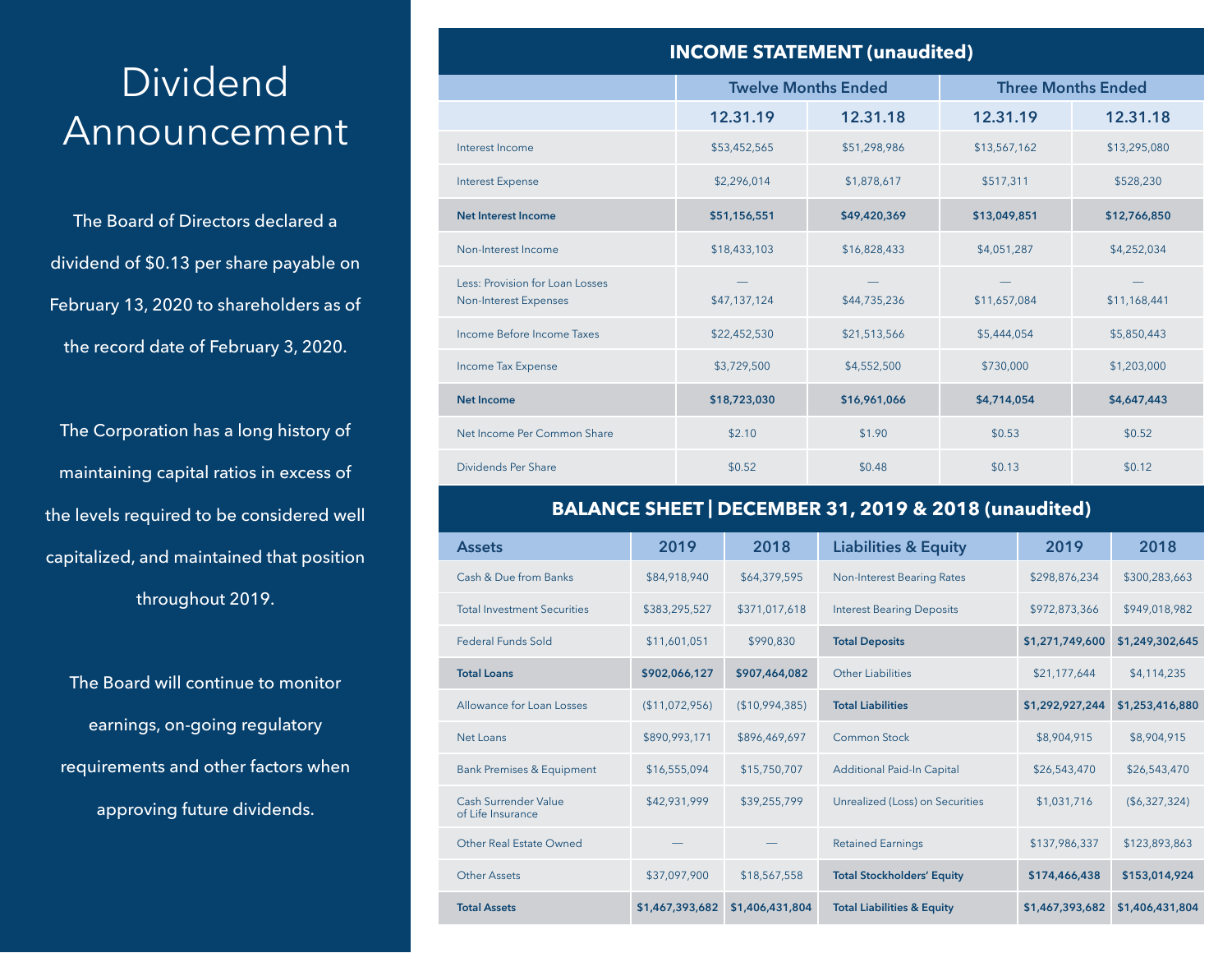# Dividend Announcement

The Board of Directors declared a dividend of $0.13 per share payable on February 13, 2020 to shareholders as of the record date of February 3, 2020.

The Corporation has a long history of maintaining capital ratios in excess of the levels required to be considered well capitalized, and maintained that position throughout 2019.

The Board will continue to monitor earnings, on-going regulatory requirements and other factors when approving future dividends.

## INCOME STATEMENT (unaudited)

| | Twelve Months Ended | | Three Months Ended | |
|---|---|---|---|---|
| | 12.31.19 | 12.31.18 | 12.31.19 | 12.31.18 |
| Interest Income | $53,452,565 | $51,298,986 | $13,567,162 | $13,295,080 |
| Interest Expense | $2,296,014 | $1,878,617 | $517,311 | $528,230 |
| **Net Interest Income** | **$51,156,551** | **$49,420,369** | **$13,049,851** | **$12,766,850** |
| Non-Interest Income | $18,433,103 | $16,828,433 | $4,051,287 | $4,252,034 |
| Less: Provision for Loan Losses | — | — | — | — |
| Non-Interest Expenses | $47,137,124 | $44,735,236 | $11,657,084 | $11,168,441 |
| Income Before Income Taxes | $22,452,530 | $21,513,566 | $5,444,054 | $5,850,443 |
| Income Tax Expense | $3,729,500 | $4,552,500 | $730,000 | $1,203,000 |
| **Net Income** | **$18,723,030** | **$16,961,066** | **$4,714,054** | **$4,647,443** |
| Net Income Per Common Share | $2.10 | $1.90 | $0.53 | $0.52 |
| Dividends Per Share | $0.52 | $0.48 | $0.13 | $0.12 |

## BALANCE SHEET | DECEMBER 31, 2019 & 2018 (unaudited)

| Assets | 2019 | 2018 | Liabilities & Equity | 2019 | 2018 |
|---|---|---|---|---|---|
| Cash & Due from Banks | $84,918,940 | $64,379,595 | Non-Interest Bearing Rates | $298,876,234 | $300,283,663 |
| Total Investment Securities | $383,295,527 | $371,017,618 | Interest Bearing Deposits | $972,873,366 | $949,018,982 |
| Federal Funds Sold | $11,601,051 | $990,830 | **Total Deposits** | **$1,271,749,600** | **$1,249,302,645** |
| **Total Loans** | **$902,066,127** | **$907,464,082** | Other Liabilities | $21,177,644 | $4,114,235 |
| Allowance for Loan Losses | ($11,072,956) | ($10,994,385) | **Total Liabilities** | **$1,292,927,244** | **$1,253,416,880** |
| Net Loans | $890,993,171 | $896,469,697 | Common Stock | $8,904,915 | $8,904,915 |
| Bank Premises & Equipment | $16,555,094 | $15,750,707 | Additional Paid-In Capital | $26,543,470 | $26,543,470 |
| Cash Surrender Value of Life Insurance | $42,931,999 | $39,255,799 | Unrealized (Loss) on Securities | $1,031,716 | ($6,327,324) |
| Other Real Estate Owned | — | — | Retained Earnings | $137,986,337 | $123,893,863 |
| Other Assets | $37,097,900 | $18,567,558 | **Total Stockholders' Equity** | **$174,466,438** | **$153,014,924** |
| **Total Assets** | **$1,467,393,682** | **$1,406,431,804** | **Total Liabilities & Equity** | **$1,467,393,682** | **$1,406,431,804** |